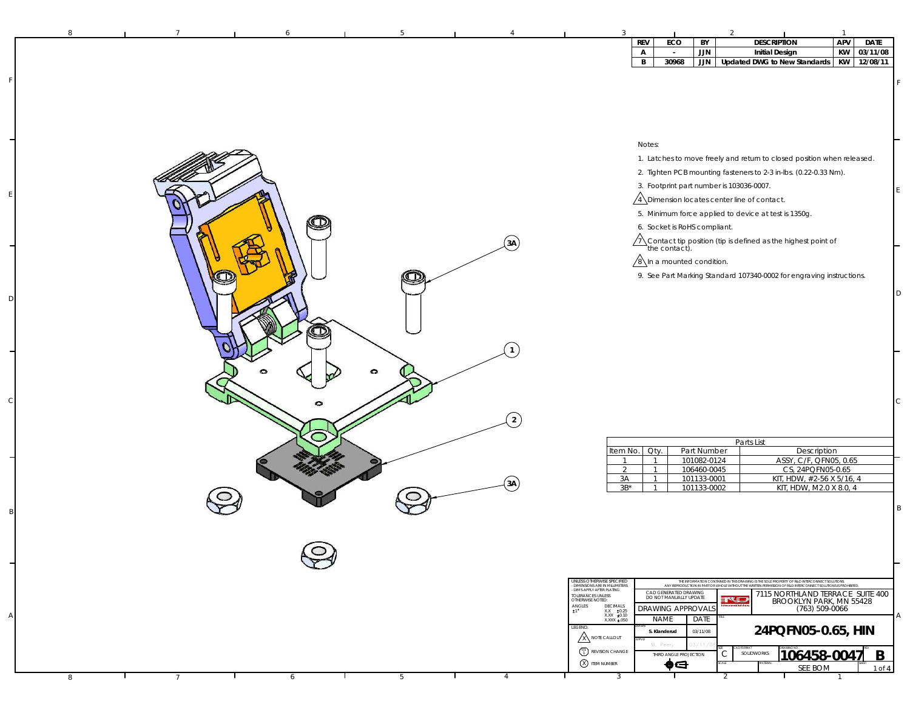| REV | ECO | BY | DESCRIPTION | APV | DATE |
|---|---|---|---|---|---|
| A | - | JJN | Initial Design | KW | 03/11/08 |
| B | 30968 | JJN | Updated DWG to New Standards | KW | 12/08/11 |

Notes:

1. Latches to move freely and return to closed position when released.
2. Tighten PCB mounting fasteners to 2-3 in-lbs. (0.22-0.33 Nm).
3. Footprint part number is 103036-0007.
4. Dimension locates center line of contact.
5. Minimum force applied to device at test is 1350g.
6. Socket is RoHS compliant.
7. Contact tip position (tip is defined as the highest point of the contact).
8. In a mounted condition.
9. See Part Marking Standard 107340-0002 for engraving instructions.

3A

1

2

3A

Parts List

| Item No. | Qty. | Part Number | Description |
|---|---|---|---|
| 1 | 1 | 101082-0124 | ASSY, C/F, QFN05, 0.65 |
| 2 | 1 | 106460-0045 | CS, 24PQFN05-0.65 |
| 3A | 1 | 101133-0001 | KIT, HDW, #2-56 X 5/16, 4 |
| 3B* | 1 | 101133-0002 | KIT, HDW, M2.0 X 8.0, 4 |

UNLESS OTHERWISE SPECIFIED
- DIMENSIONS ARE IN MILLIMETERS
- DIM'S APPLY AFTER PLATING
TOLERANCES UNLESS OTHERWISE NOTED:
ANGLES ±1°
DECIMALS X.X ±0.25, X.XX ±0.10, X.XXX ±.050

LEGEND: NOTE CALLOUT; REVISION CHANGE; ITEM NUMBER

THE INFORMATION CONTAINED IN THIS DRAWING IS THE SOLE PROPERTY OF R&D INTERCONNECT SOLUTIONS. ANY REPRODUCTION IN PART OR WHOLE WITHOUT THE WRITTEN PERMISSION OF R&D INTERCONNECT SOLUTIONS IS PROHIBITED.

CAD GENERATED DRAWING DO NOT MANUALLY UPDATE

DRAWING APPROVALS

| | NAME | DATE |
|---|---|---|
| DRAWN | S. Klandenud | 03/11/08 |
| APPVD | M. Peery | 03/11/08 |

THIRD ANGLE PROJECTION

7115 NORTHLAND TERRACE SUITE 400
BROOKLYN PARK, MN 55428
(763) 509-0066

TITLE: 24PQFN05-0.65, HIN

SIZE: C | CAD FORMAT: SOLIDWORKS | DRAWING NO: 106458-0047 | REV: B

MATERIAL: SEE BOM | SHEET 1 of 4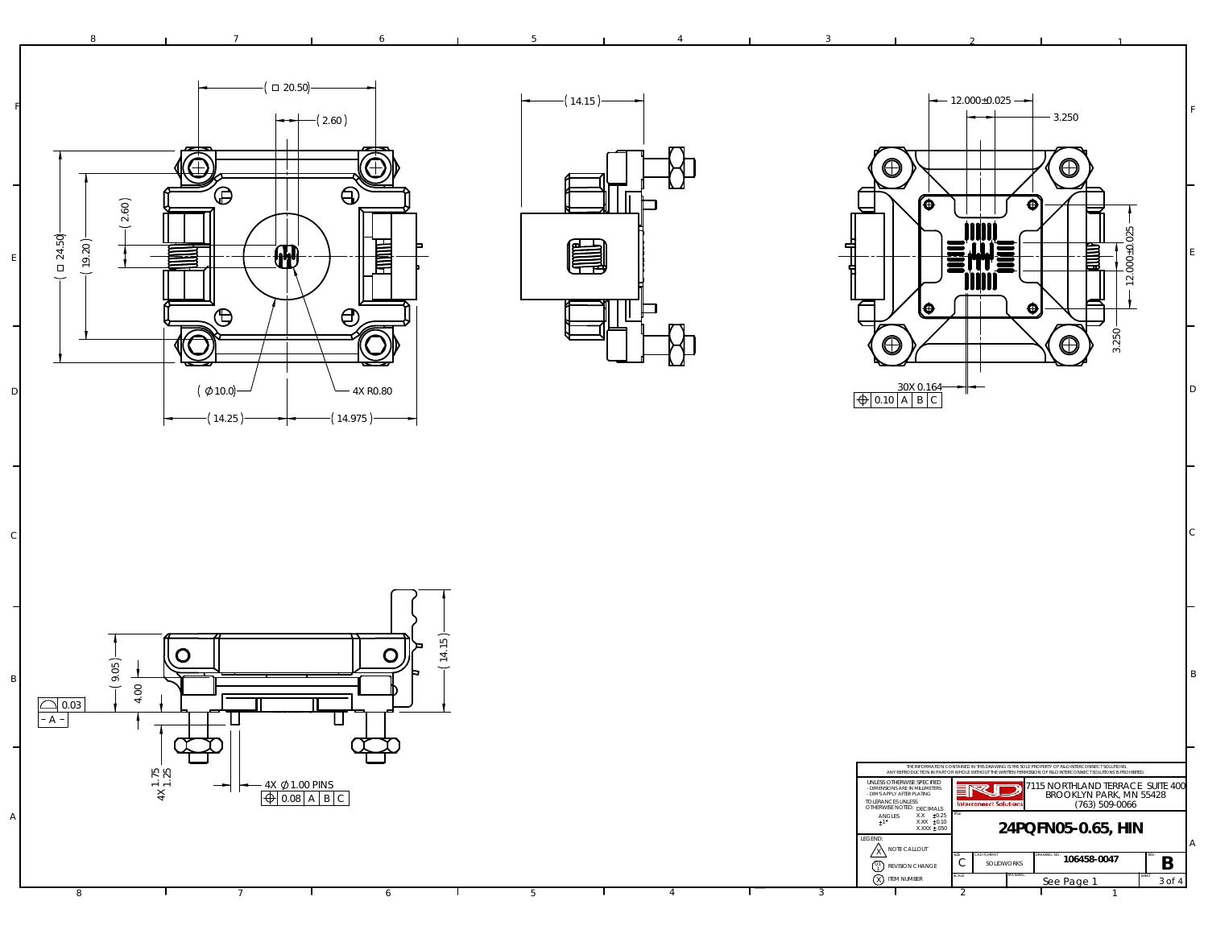( □ 20.50)

( 2.60 )

( □ 24.50)

( 19.20)

( 2.60)

( ⌀10.0)

4X R0.80

( 14.25 )

( 14.975 )

( 14.15 )

12.000±0.025

3.250

12.000±0.025

3.250

30X 0.164

| ⌖ | 0.10 | A | B | C |
|---|---|---|---|---|

( 9.05 )

4.00

( 14.15 )

| ⌓ | 0.03 |
|---|---|

– A –

4X 1.75 1.25

4X ⌀1.00 PINS

| ⌖ | 0.08 | A | B | C |
|---|---|---|---|---|

THE INFORMATION CONTAINED IN THIS DRAWING IS THE SOLE PROPERTY OF R&D INTERCONNECT SOLUTIONS. ANY REPRODUCTION IN PART OR WHOLE WITHOUT THE WRITTEN PERMISSION OF R&D INTERCONNECT SOLUTIONS IS PROHIBITED.

UNLESS OTHERWISE SPECIFIED
- DIMENSIONS ARE IN MILLIMETERS
- DIM'S APPLY AFTER PLATING

TOLERANCES UNLESS OTHERWISE NOTED:

| ANGLES | DECIMALS | |
|---|---|---|
| ±1° | X.X | ±0.25 |
| | X.XX | ±0.10 |
| | X.XXX | ±.050 |

LEGEND:
- X NOTE CALLOUT
- REVISION CHANGE
- X ITEM NUMBER

R&D Interconnect Solutions

7115 NORTHLAND TERRACE SUITE 400
BROOKLYN PARK, MN 55428
(763) 509-0066

TITLE: **24PQFN05-0.65, HIN**

| SIZE | CAD FORMAT | DRAWING NO. | REV. |
|---|---|---|---|
| C | SOLIDWORKS | 106458-0047 | B |

SCALE: | MATERIAL: See Page 1 | SHEET 3 of 4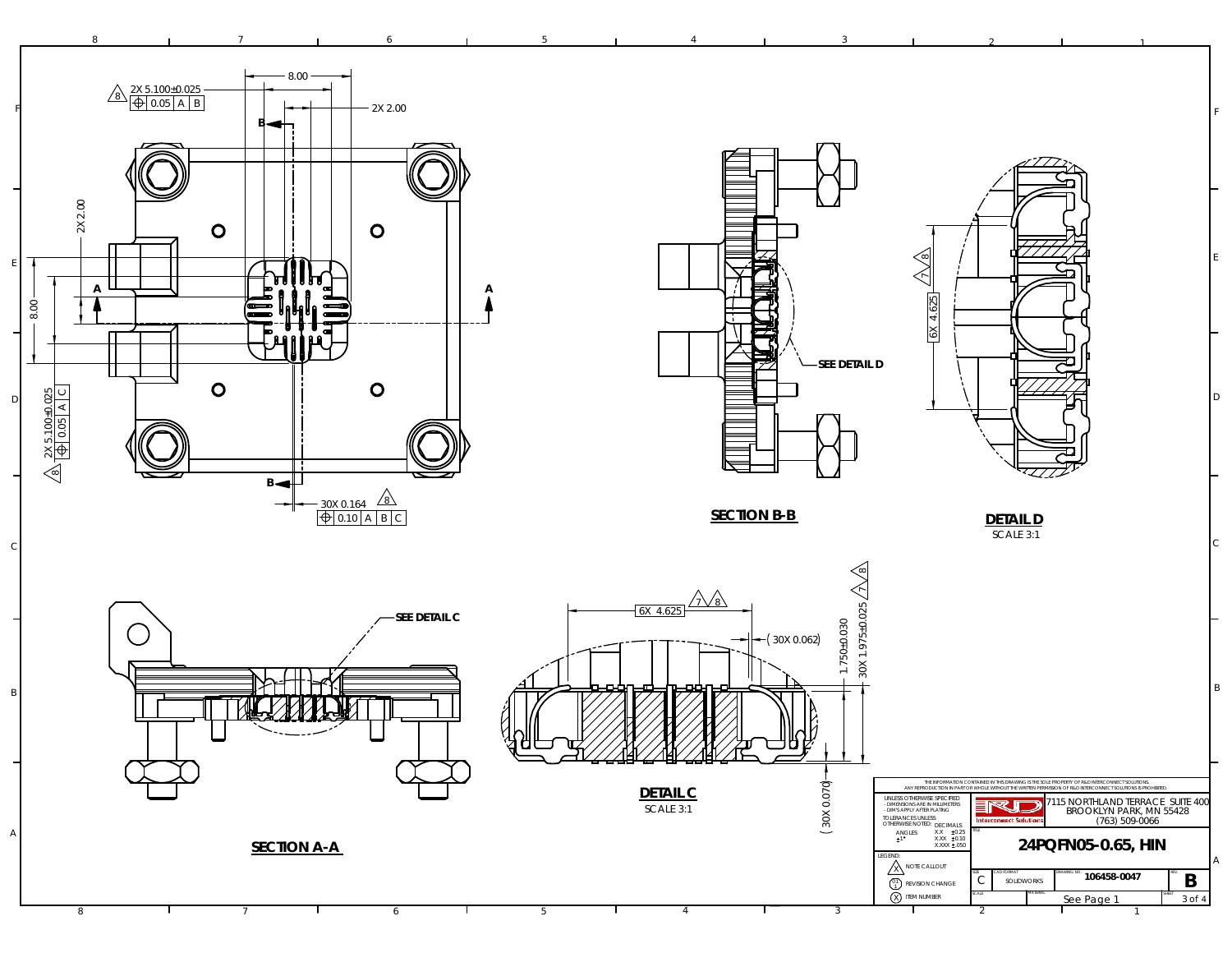## SECTION B-B

SEE DETAIL D

## DETAIL D

SCALE 3:1

6X 4.625

## SECTION A-A

SEE DETAIL C

## DETAIL C

SCALE 3:1

6X 4.625

(30X 0.062)

1.750±0.030

30X 1.975±0.025

(30X 0.070)

2X 5.100±0.025 | ⊕ | 0.05 | A | B |

8.00

2X 2.00

2X 2.00

8.00

2X 5.100±0.025 | ⊕ | 0.05 | A | C |

30X 0.164 | ⊕ | 0.10 | A | B | C |

THE INFORMATION CONTAINED IN THIS DRAWING IS THE SOLE PROPERTY OF R&D INTERCONNECT SOLUTIONS. ANY REPRODUCTION IN PART OR WHOLE WITHOUT THE WRITTEN PERMISSION OF R&D INTERCONNECT SOLUTIONS IS PROHIBITED.

UNLESS OTHERWISE SPECIFIED
- DIMENSIONS ARE IN MILLIMETERS
- DIM'S APPLY AFTER PLATING

TOLERANCES UNLESS OTHERWISE NOTED:

| ANGLES | DECIMALS | |
|---|---|---|
| ±1° | X.X | ±0.25 |
| | X.XX | ±0.10 |
| | X.XXX | ±.050 |

LEGEND:
- NOTE CALLOUT
- REVISION CHANGE
- ITEM NUMBER

R&D Interconnect Solutions

7115 NORTHLAND TERRACE SUITE 400
BROOKLYN PARK, MN 55428
(763) 509-0066

**24PQFN05-0.65, HIN**

| SIZE | CAD FORMAT | DRAWING NO. | REV. |
|---|---|---|---|
| C | SOLIDWORKS | 106458-0047 | B |

SCALE: See Page 1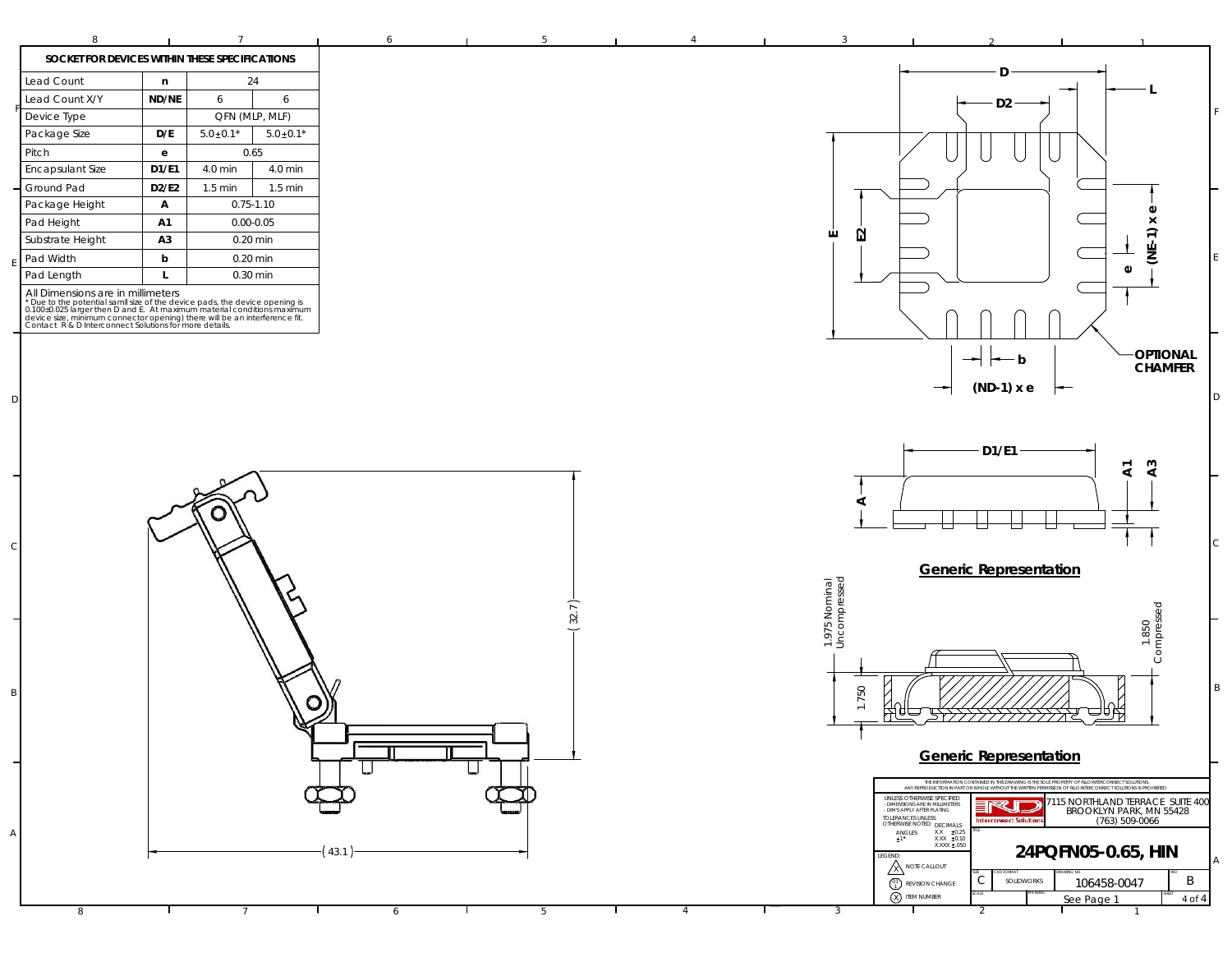## SOCKET FOR DEVICES WITHIN THESE SPECIFICATIONS

| | | | |
|---|---|---|---|
| Lead Count | n | 24 | |
| Lead Count X/Y | ND/NE | 6 | 6 |
| Device Type | | QFN (MLP, MLF) | |
| Package Size | D/E | 5.0±0.1* | 5.0±0.1* |
| Pitch | e | 0.65 | |
| Encapsulant Size | D1/E1 | 4.0 min | 4.0 min |
| Ground Pad | D2/E2 | 1.5 min | 1.5 min |
| Package Height | A | 0.75-1.10 | |
| Pad Height | A1 | 0.00-0.05 | |
| Substrate Height | A3 | 0.20 min | |
| Pad Width | b | 0.20 min | |
| Pad Length | L | 0.30 min | |

All Dimensions are in millimeters

* Due to the potential small size of the device pads, the device opening is 0.100±0.025 larger then D and E. At maximum material conditions maximum device size, minimum connector opening) there will be an interference fit. Contact R & D Interconnect Solutions for more details.

D
D2
L
E
E2
(NE-1) x e
e
b
(ND-1) x e
OPTIONAL CHAMFER

D1/E1
A
A1
A3

**Generic Representation**

1.975 Nominal Uncompressed
1.750
1.850 Compressed

**Generic Representation**

(32.7)
(43.1)

THE INFORMATION CONTAINED IN THIS DRAWING IS THE SOLE PROPERTY OF R&D INTERCONNECT SOLUTIONS. ANY REPRODUCTION IN PART OR WHOLE WITHOUT THE WRITTEN PERMISSION OF R&D INTERCONNECT SOLUTIONS IS PROHIBITED.

UNLESS OTHERWISE SPECIFIED
- DIMENSIONS ARE IN MILLIMETERS
- DIM'S APPLY AFTER PLATING

TOLERANCES UNLESS OTHERWISE NOTED:

ANGLES ±1°

DECIMALS X.X ±0.25, X.XX ±0.10, X.XXX ±.050

LEGEND:
- NOTE CALLOUT
- REVISION CHANGE
- ITEM NUMBER

R&D Interconnect Solutions
7115 NORTHLAND TERRACE SUITE 400
BROOKLYN PARK, MN 55428
(763) 509-0066

**24PQFN05-0.65, HIN**

SIZE: C
CAD FORMAT: SOLIDWORKS
DRAWING NO.: 106458-0047
REV.: B
SCALE: See Page 1
SHEET: 4 of 4